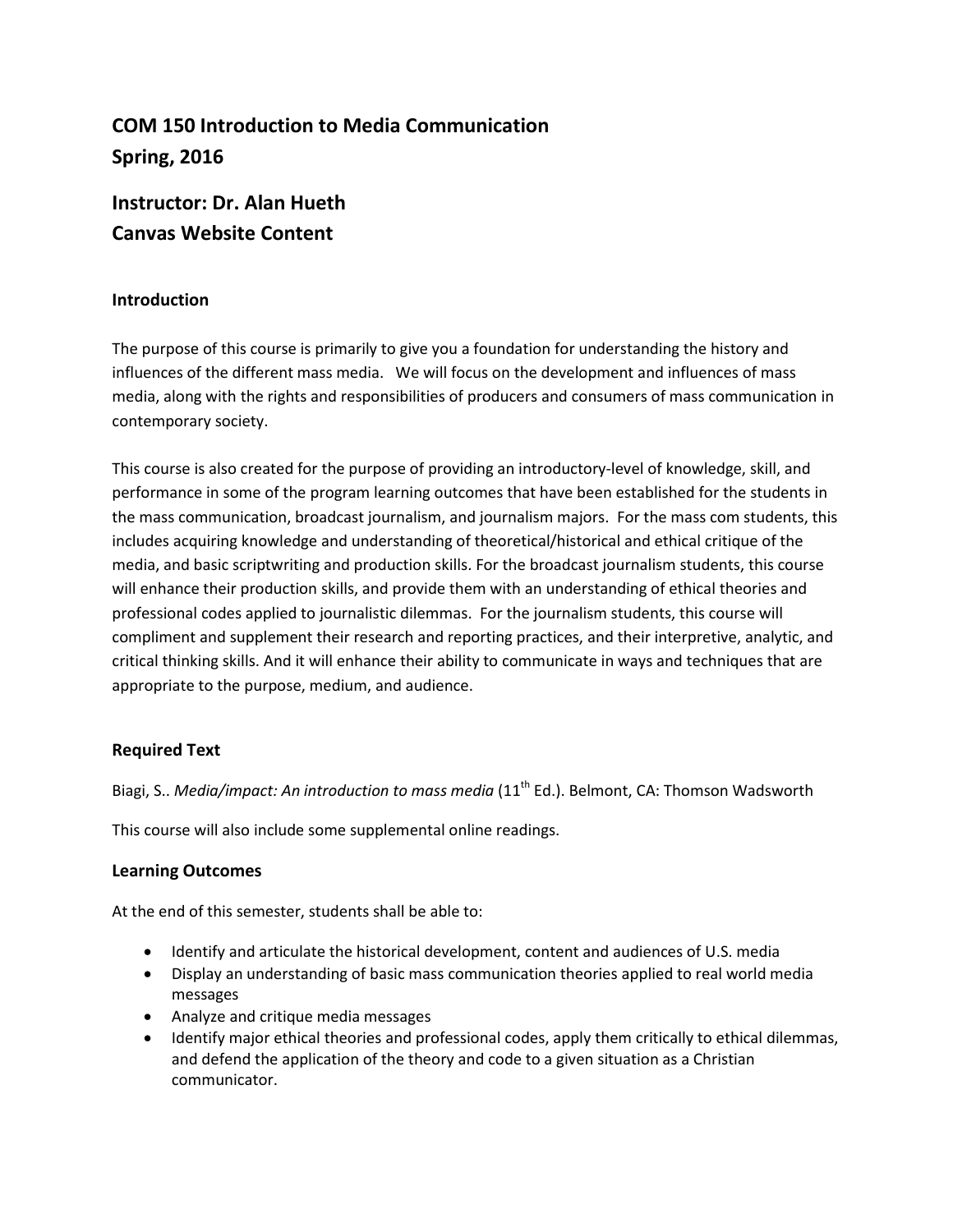# COM 150 Introduction to Media Communication
# Spring, 2016

## Instructor: Dr. Alan Hueth
## Canvas Website Content

### Introduction

The purpose of this course is primarily to give you a foundation for understanding the history and influences of the different mass media. We will focus on the development and influences of mass media, along with the rights and responsibilities of producers and consumers of mass communication in contemporary society.

This course is also created for the purpose of providing an introductory-level of knowledge, skill, and performance in some of the program learning outcomes that have been established for the students in the mass communication, broadcast journalism, and journalism majors. For the mass com students, this includes acquiring knowledge and understanding of theoretical/historical and ethical critique of the media, and basic scriptwriting and production skills. For the broadcast journalism students, this course will enhance their production skills, and provide them with an understanding of ethical theories and professional codes applied to journalistic dilemmas. For the journalism students, this course will compliment and supplement their research and reporting practices, and their interpretive, analytic, and critical thinking skills. And it will enhance their ability to communicate in ways and techniques that are appropriate to the purpose, medium, and audience.

### Required Text

Biagi, S.. *Media/impact: An introduction to mass media* (11th Ed.). Belmont, CA: Thomson Wadsworth

This course will also include some supplemental online readings.

### Learning Outcomes

At the end of this semester, students shall be able to:

- Identify and articulate the historical development, content and audiences of U.S. media
- Display an understanding of basic mass communication theories applied to real world media messages
- Analyze and critique media messages
- Identify major ethical theories and professional codes, apply them critically to ethical dilemmas, and defend the application of the theory and code to a given situation as a Christian communicator.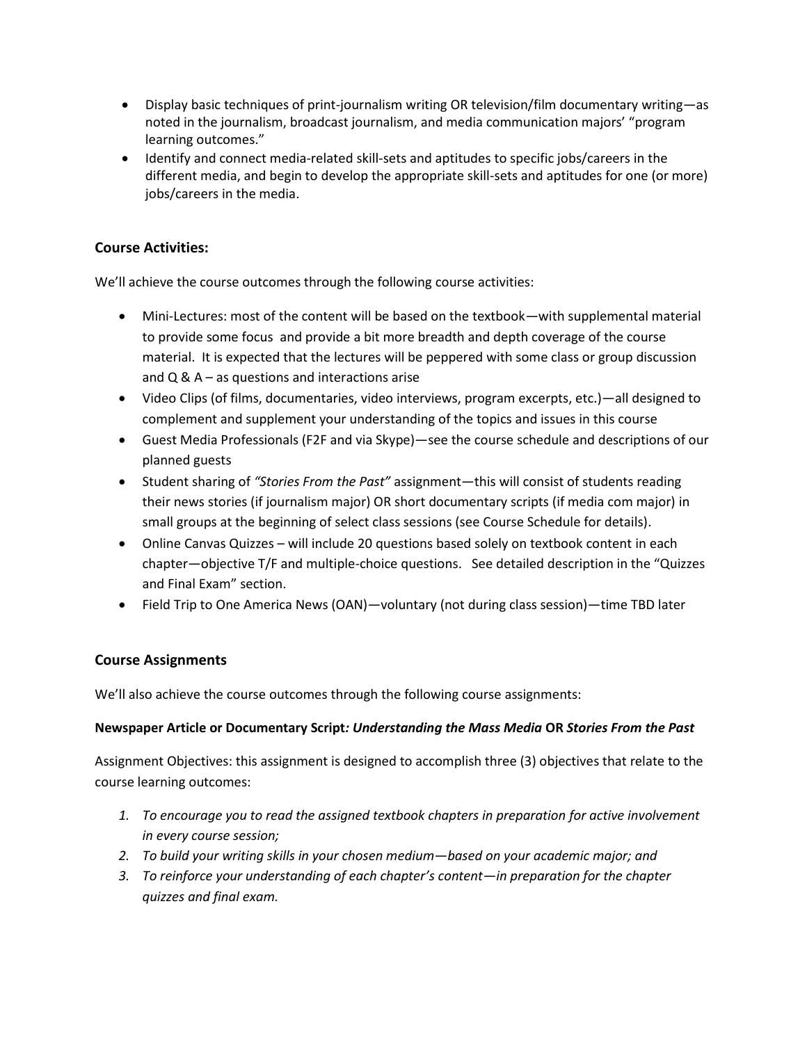- Display basic techniques of print-journalism writing OR television/film documentary writing—as noted in the journalism, broadcast journalism, and media communication majors' "program learning outcomes."
- Identify and connect media-related skill-sets and aptitudes to specific jobs/careers in the different media, and begin to develop the appropriate skill-sets and aptitudes for one (or more) jobs/careers in the media.

### Course Activities:

We'll achieve the course outcomes through the following course activities:

- Mini-Lectures: most of the content will be based on the textbook—with supplemental material to provide some focus and provide a bit more breadth and depth coverage of the course material. It is expected that the lectures will be peppered with some class or group discussion and Q & A – as questions and interactions arise
- Video Clips (of films, documentaries, video interviews, program excerpts, etc.)—all designed to complement and supplement your understanding of the topics and issues in this course
- Guest Media Professionals (F2F and via Skype)—see the course schedule and descriptions of our planned guests
- Student sharing of *"Stories From the Past"* assignment—this will consist of students reading their news stories (if journalism major) OR short documentary scripts (if media com major) in small groups at the beginning of select class sessions (see Course Schedule for details).
- Online Canvas Quizzes – will include 20 questions based solely on textbook content in each chapter—objective T/F and multiple-choice questions. See detailed description in the "Quizzes and Final Exam" section.
- Field Trip to One America News (OAN)—voluntary (not during class session)—time TBD later

### Course Assignments

We'll also achieve the course outcomes through the following course assignments:

**Newspaper Article or Documentary Script*: Understanding the Mass Media* OR *Stories From the Past***

Assignment Objectives: this assignment is designed to accomplish three (3) objectives that relate to the course learning outcomes:

1. *To encourage you to read the assigned textbook chapters in preparation for active involvement in every course session;*
2. *To build your writing skills in your chosen medium—based on your academic major; and*
3. *To reinforce your understanding of each chapter's content—in preparation for the chapter quizzes and final exam.*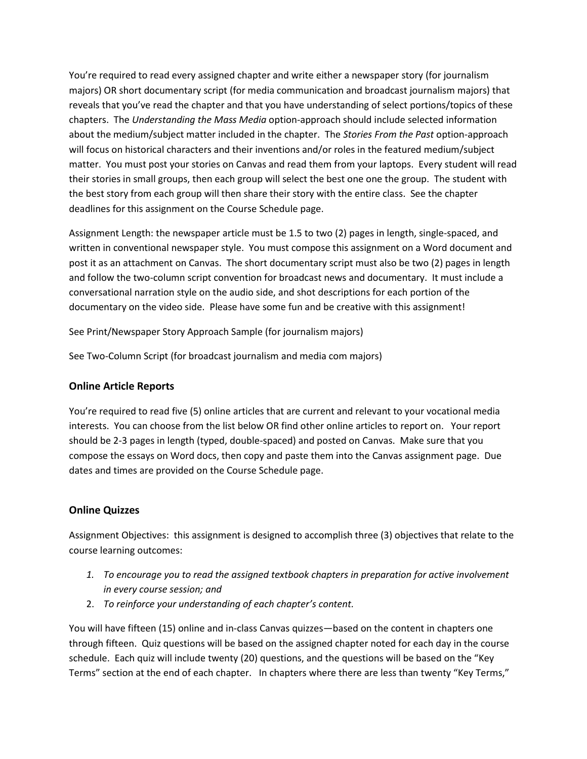You're required to read every assigned chapter and write either a newspaper story (for journalism majors) OR short documentary script (for media communication and broadcast journalism majors) that reveals that you've read the chapter and that you have understanding of select portions/topics of these chapters. The *Understanding the Mass Media* option-approach should include selected information about the medium/subject matter included in the chapter. The *Stories From the Past* option-approach will focus on historical characters and their inventions and/or roles in the featured medium/subject matter. You must post your stories on Canvas and read them from your laptops. Every student will read their stories in small groups, then each group will select the best one one the group. The student with the best story from each group will then share their story with the entire class. See the chapter deadlines for this assignment on the Course Schedule page.

Assignment Length: the newspaper article must be 1.5 to two (2) pages in length, single-spaced, and written in conventional newspaper style. You must compose this assignment on a Word document and post it as an attachment on Canvas. The short documentary script must also be two (2) pages in length and follow the two-column script convention for broadcast news and documentary. It must include a conversational narration style on the audio side, and shot descriptions for each portion of the documentary on the video side. Please have some fun and be creative with this assignment!

See Print/Newspaper Story Approach Sample (for journalism majors)

See Two-Column Script (for broadcast journalism and media com majors)

### Online Article Reports

You're required to read five (5) online articles that are current and relevant to your vocational media interests. You can choose from the list below OR find other online articles to report on. Your report should be 2-3 pages in length (typed, double-spaced) and posted on Canvas. Make sure that you compose the essays on Word docs, then copy and paste them into the Canvas assignment page. Due dates and times are provided on the Course Schedule page.

### Online Quizzes

Assignment Objectives: this assignment is designed to accomplish three (3) objectives that relate to the course learning outcomes:

1. *To encourage you to read the assigned textbook chapters in preparation for active involvement in every course session; and*
2. *To reinforce your understanding of each chapter's content.*

You will have fifteen (15) online and in-class Canvas quizzes—based on the content in chapters one through fifteen. Quiz questions will be based on the assigned chapter noted for each day in the course schedule. Each quiz will include twenty (20) questions, and the questions will be based on the "Key Terms" section at the end of each chapter. In chapters where there are less than twenty "Key Terms,"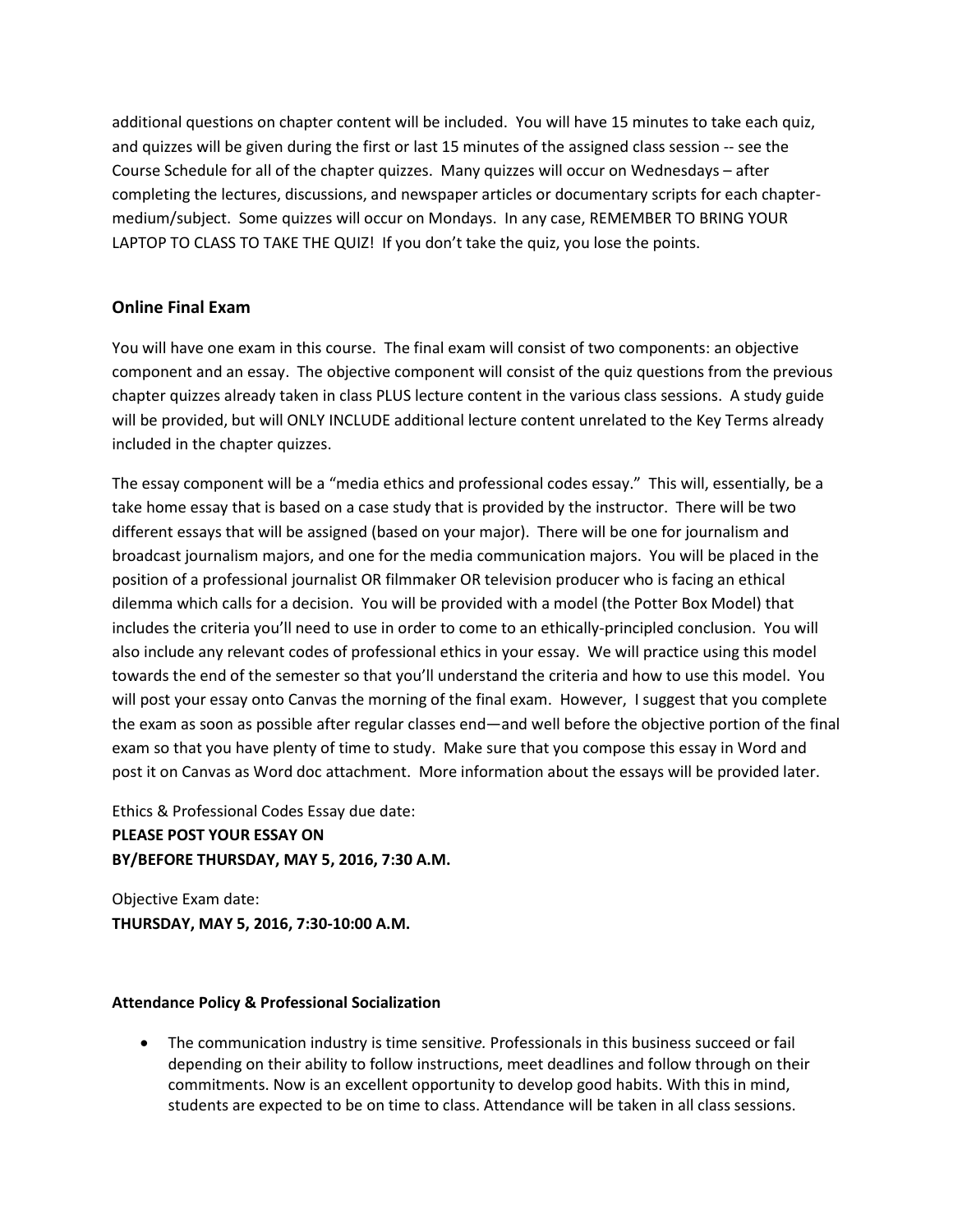additional questions on chapter content will be included. You will have 15 minutes to take each quiz, and quizzes will be given during the first or last 15 minutes of the assigned class session -- see the Course Schedule for all of the chapter quizzes. Many quizzes will occur on Wednesdays – after completing the lectures, discussions, and newspaper articles or documentary scripts for each chapter-medium/subject. Some quizzes will occur on Mondays. In any case, REMEMBER TO BRING YOUR LAPTOP TO CLASS TO TAKE THE QUIZ! If you don't take the quiz, you lose the points.

## Online Final Exam

You will have one exam in this course. The final exam will consist of two components: an objective component and an essay. The objective component will consist of the quiz questions from the previous chapter quizzes already taken in class PLUS lecture content in the various class sessions. A study guide will be provided, but will ONLY INCLUDE additional lecture content unrelated to the Key Terms already included in the chapter quizzes.

The essay component will be a "media ethics and professional codes essay." This will, essentially, be a take home essay that is based on a case study that is provided by the instructor. There will be two different essays that will be assigned (based on your major). There will be one for journalism and broadcast journalism majors, and one for the media communication majors. You will be placed in the position of a professional journalist OR filmmaker OR television producer who is facing an ethical dilemma which calls for a decision. You will be provided with a model (the Potter Box Model) that includes the criteria you'll need to use in order to come to an ethically-principled conclusion. You will also include any relevant codes of professional ethics in your essay. We will practice using this model towards the end of the semester so that you'll understand the criteria and how to use this model. You will post your essay onto Canvas the morning of the final exam. However, I suggest that you complete the exam as soon as possible after regular classes end—and well before the objective portion of the final exam so that you have plenty of time to study. Make sure that you compose this essay in Word and post it on Canvas as Word doc attachment. More information about the essays will be provided later.

Ethics & Professional Codes Essay due date:
**PLEASE POST YOUR ESSAY ON**
**BY/BEFORE THURSDAY, MAY 5, 2016, 7:30 A.M.**

Objective Exam date:
**THURSDAY, MAY 5, 2016, 7:30-10:00 A.M.**

**Attendance Policy & Professional Socialization**

- The communication industry is time sensitiv*e.* Professionals in this business succeed or fail depending on their ability to follow instructions, meet deadlines and follow through on their commitments. Now is an excellent opportunity to develop good habits. With this in mind, students are expected to be on time to class. Attendance will be taken in all class sessions.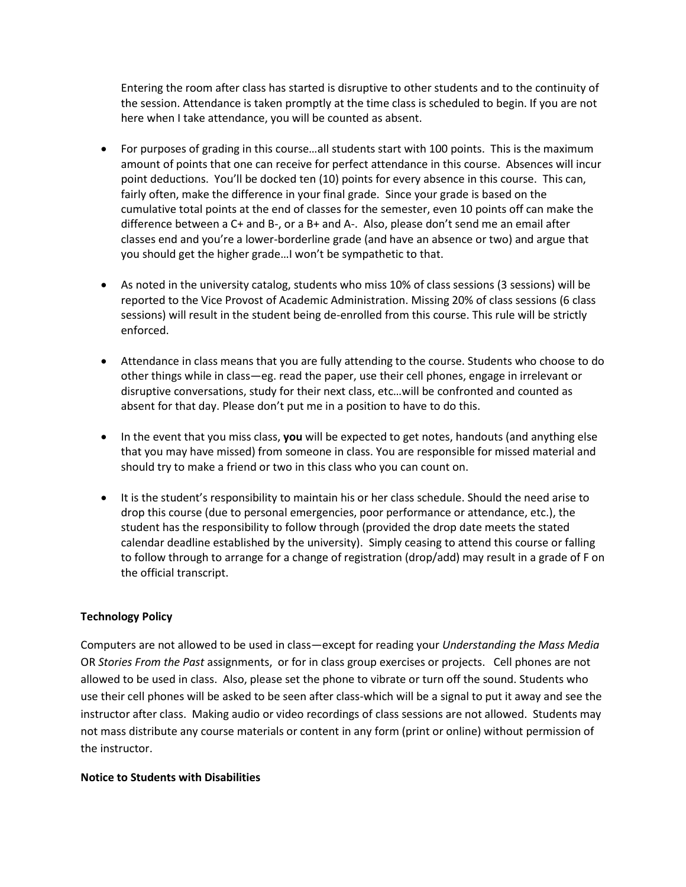Entering the room after class has started is disruptive to other students and to the continuity of the session. Attendance is taken promptly at the time class is scheduled to begin. If you are not here when I take attendance, you will be counted as absent.

- For purposes of grading in this course…all students start with 100 points. This is the maximum amount of points that one can receive for perfect attendance in this course. Absences will incur point deductions. You'll be docked ten (10) points for every absence in this course. This can, fairly often, make the difference in your final grade. Since your grade is based on the cumulative total points at the end of classes for the semester, even 10 points off can make the difference between a C+ and B-, or a B+ and A-. Also, please don't send me an email after classes end and you're a lower-borderline grade (and have an absence or two) and argue that you should get the higher grade…I won't be sympathetic to that.

- As noted in the university catalog, students who miss 10% of class sessions (3 sessions) will be reported to the Vice Provost of Academic Administration. Missing 20% of class sessions (6 class sessions) will result in the student being de-enrolled from this course. This rule will be strictly enforced.

- Attendance in class means that you are fully attending to the course. Students who choose to do other things while in class—eg. read the paper, use their cell phones, engage in irrelevant or disruptive conversations, study for their next class, etc…will be confronted and counted as absent for that day. Please don't put me in a position to have to do this.

- In the event that you miss class, **you** will be expected to get notes, handouts (and anything else that you may have missed) from someone in class. You are responsible for missed material and should try to make a friend or two in this class who you can count on.

- It is the student's responsibility to maintain his or her class schedule. Should the need arise to drop this course (due to personal emergencies, poor performance or attendance, etc.), the student has the responsibility to follow through (provided the drop date meets the stated calendar deadline established by the university). Simply ceasing to attend this course or falling to follow through to arrange for a change of registration (drop/add) may result in a grade of F on the official transcript.

**Technology Policy**

Computers are not allowed to be used in class—except for reading your *Understanding the Mass Media* OR *Stories From the Past* assignments, or for in class group exercises or projects. Cell phones are not allowed to be used in class. Also, please set the phone to vibrate or turn off the sound. Students who use their cell phones will be asked to be seen after class-which will be a signal to put it away and see the instructor after class. Making audio or video recordings of class sessions are not allowed. Students may not mass distribute any course materials or content in any form (print or online) without permission of the instructor.

**Notice to Students with Disabilities**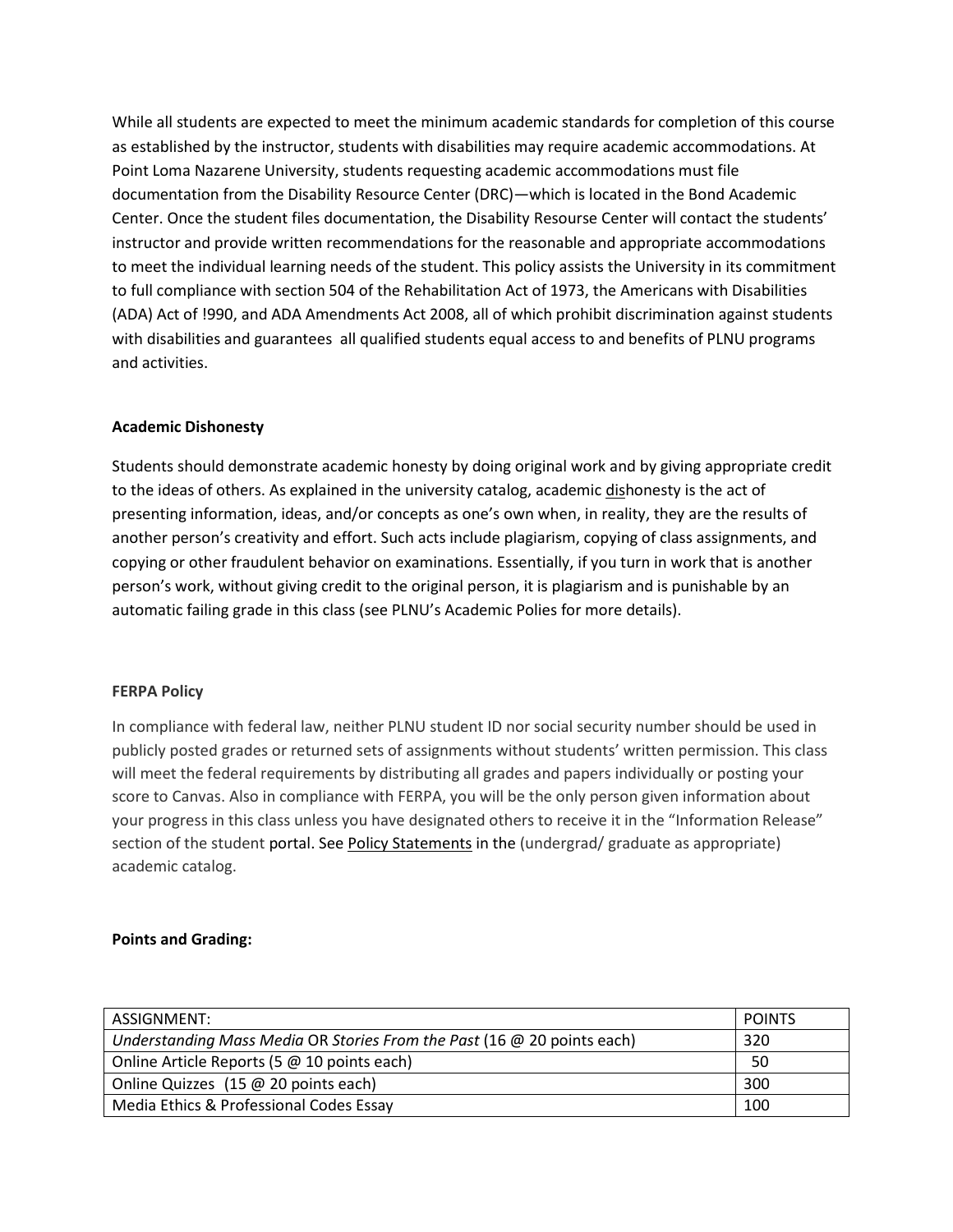While all students are expected to meet the minimum academic standards for completion of this course as established by the instructor, students with disabilities may require academic accommodations. At Point Loma Nazarene University, students requesting academic accommodations must file documentation from the Disability Resource Center (DRC)—which is located in the Bond Academic Center. Once the student files documentation, the Disability Resourse Center will contact the students' instructor and provide written recommendations for the reasonable and appropriate accommodations to meet the individual learning needs of the student. This policy assists the University in its commitment to full compliance with section 504 of the Rehabilitation Act of 1973, the Americans with Disabilities (ADA) Act of !990, and ADA Amendments Act 2008, all of which prohibit discrimination against students with disabilities and guarantees all qualified students equal access to and benefits of PLNU programs and activities.

**Academic Dishonesty**

Students should demonstrate academic honesty by doing original work and by giving appropriate credit to the ideas of others. As explained in the university catalog, academic dishonesty is the act of presenting information, ideas, and/or concepts as one's own when, in reality, they are the results of another person's creativity and effort. Such acts include plagiarism, copying of class assignments, and copying or other fraudulent behavior on examinations. Essentially, if you turn in work that is another person's work, without giving credit to the original person, it is plagiarism and is punishable by an automatic failing grade in this class (see PLNU's Academic Polies for more details).

**FERPA Policy**

In compliance with federal law, neither PLNU student ID nor social security number should be used in publicly posted grades or returned sets of assignments without students' written permission. This class will meet the federal requirements by distributing all grades and papers individually or posting your score to Canvas. Also in compliance with FERPA, you will be the only person given information about your progress in this class unless you have designated others to receive it in the "Information Release" section of the student portal. See Policy Statements in the (undergrad/ graduate as appropriate) academic catalog.

**Points and Grading:**

| ASSIGNMENT: | POINTS |
| --- | --- |
| *Understanding Mass Media* OR *Stories From the Past* (16 @ 20 points each) | 320 |
| Online Article Reports (5 @ 10 points each) | 50 |
| Online Quizzes (15 @ 20 points each) | 300 |
| Media Ethics & Professional Codes Essay | 100 |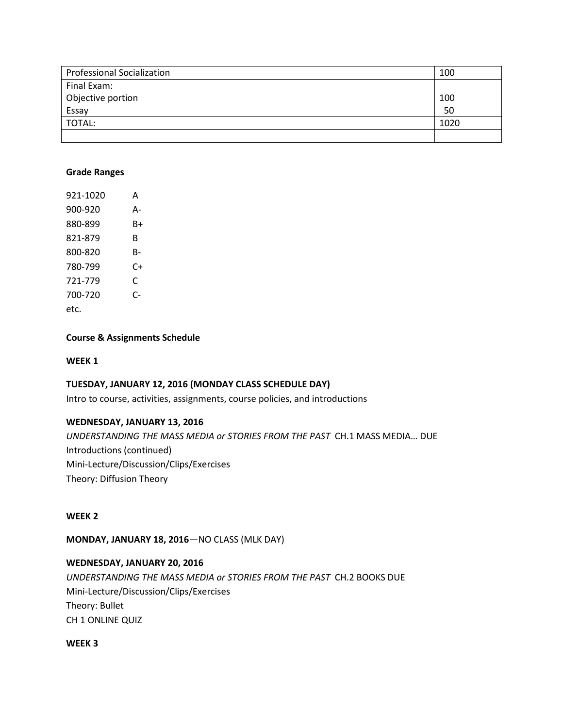| Professional Socialization | 100 |
|---|---|
| Final Exam:<br>Objective portion<br>Essay | <br>100<br>50 |
| TOTAL: | 1020 |
| | |

**Grade Ranges**

921-1020 A

900-920 A-

880-899 B+

821-879 B

800-820 B-

780-799 C+

721-779 C

700-720 C-

etc.

**Course & Assignments Schedule**

**WEEK 1**

**TUESDAY, JANUARY 12, 2016 (MONDAY CLASS SCHEDULE DAY)**

Intro to course, activities, assignments, course policies, and introductions

**WEDNESDAY, JANUARY 13, 2016**

*UNDERSTANDING THE MASS MEDIA or STORIES FROM THE PAST* CH.1 MASS MEDIA… DUE

Introductions (continued)

Mini-Lecture/Discussion/Clips/Exercises

Theory: Diffusion Theory

**WEEK 2**

**MONDAY, JANUARY 18, 2016**—NO CLASS (MLK DAY)

**WEDNESDAY, JANUARY 20, 2016**

*UNDERSTANDING THE MASS MEDIA or STORIES FROM THE PAST* CH.2 BOOKS DUE

Mini-Lecture/Discussion/Clips/Exercises

Theory: Bullet

CH 1 ONLINE QUIZ

**WEEK 3**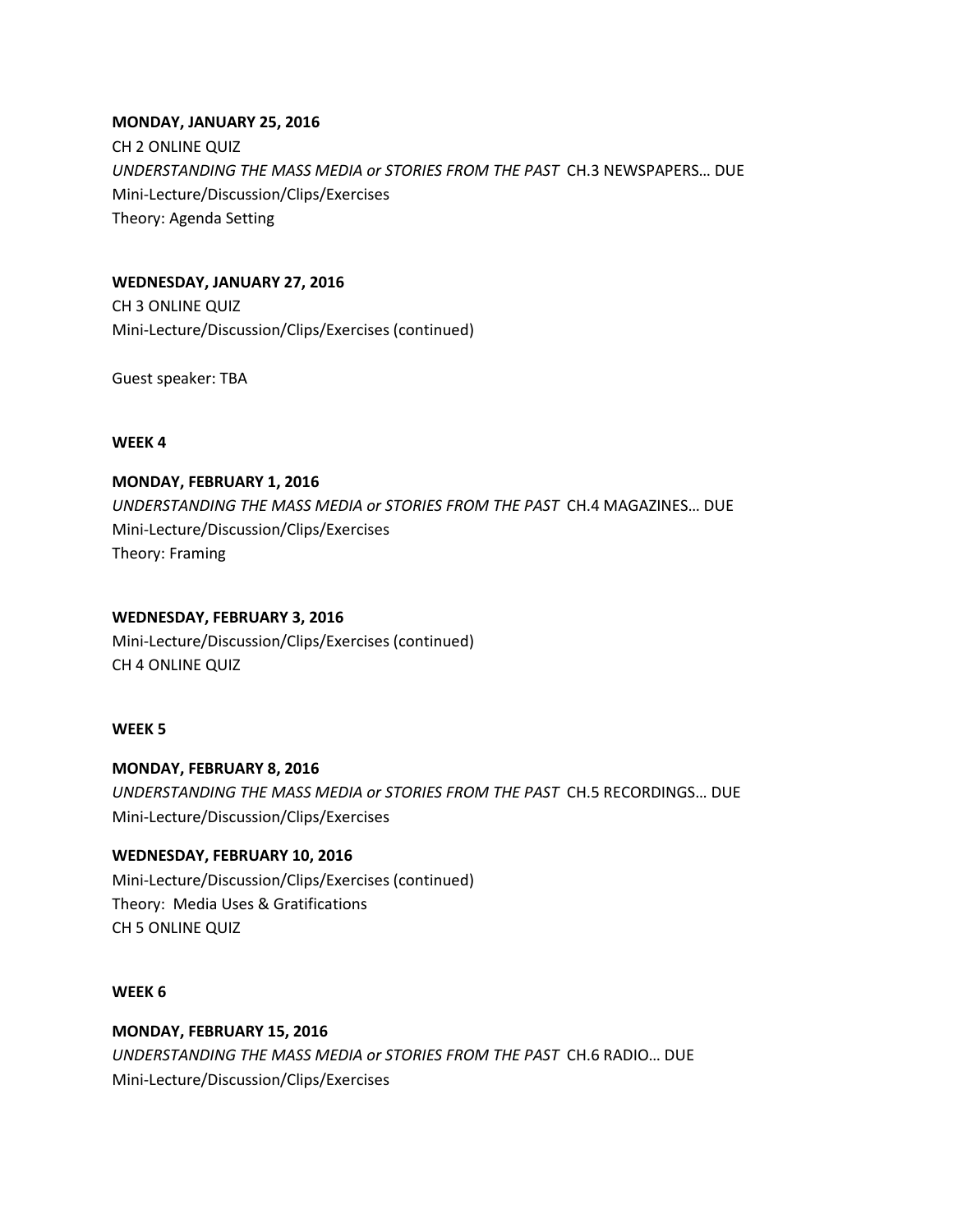**MONDAY, JANUARY 25, 2016**
CH 2 ONLINE QUIZ
*UNDERSTANDING THE MASS MEDIA or STORIES FROM THE PAST* CH.3 NEWSPAPERS… DUE
Mini-Lecture/Discussion/Clips/Exercises
Theory: Agenda Setting

**WEDNESDAY, JANUARY 27, 2016**
CH 3 ONLINE QUIZ
Mini-Lecture/Discussion/Clips/Exercises (continued)

Guest speaker: TBA

**WEEK 4**

**MONDAY, FEBRUARY 1, 2016**
*UNDERSTANDING THE MASS MEDIA or STORIES FROM THE PAST* CH.4 MAGAZINES… DUE
Mini-Lecture/Discussion/Clips/Exercises
Theory: Framing

**WEDNESDAY, FEBRUARY 3, 2016**
Mini-Lecture/Discussion/Clips/Exercises (continued)
CH 4 ONLINE QUIZ

**WEEK 5**

**MONDAY, FEBRUARY 8, 2016**
*UNDERSTANDING THE MASS MEDIA or STORIES FROM THE PAST* CH.5 RECORDINGS… DUE
Mini-Lecture/Discussion/Clips/Exercises

**WEDNESDAY, FEBRUARY 10, 2016**
Mini-Lecture/Discussion/Clips/Exercises (continued)
Theory: Media Uses & Gratifications
CH 5 ONLINE QUIZ

**WEEK 6**

**MONDAY, FEBRUARY 15, 2016**
*UNDERSTANDING THE MASS MEDIA or STORIES FROM THE PAST* CH.6 RADIO… DUE
Mini-Lecture/Discussion/Clips/Exercises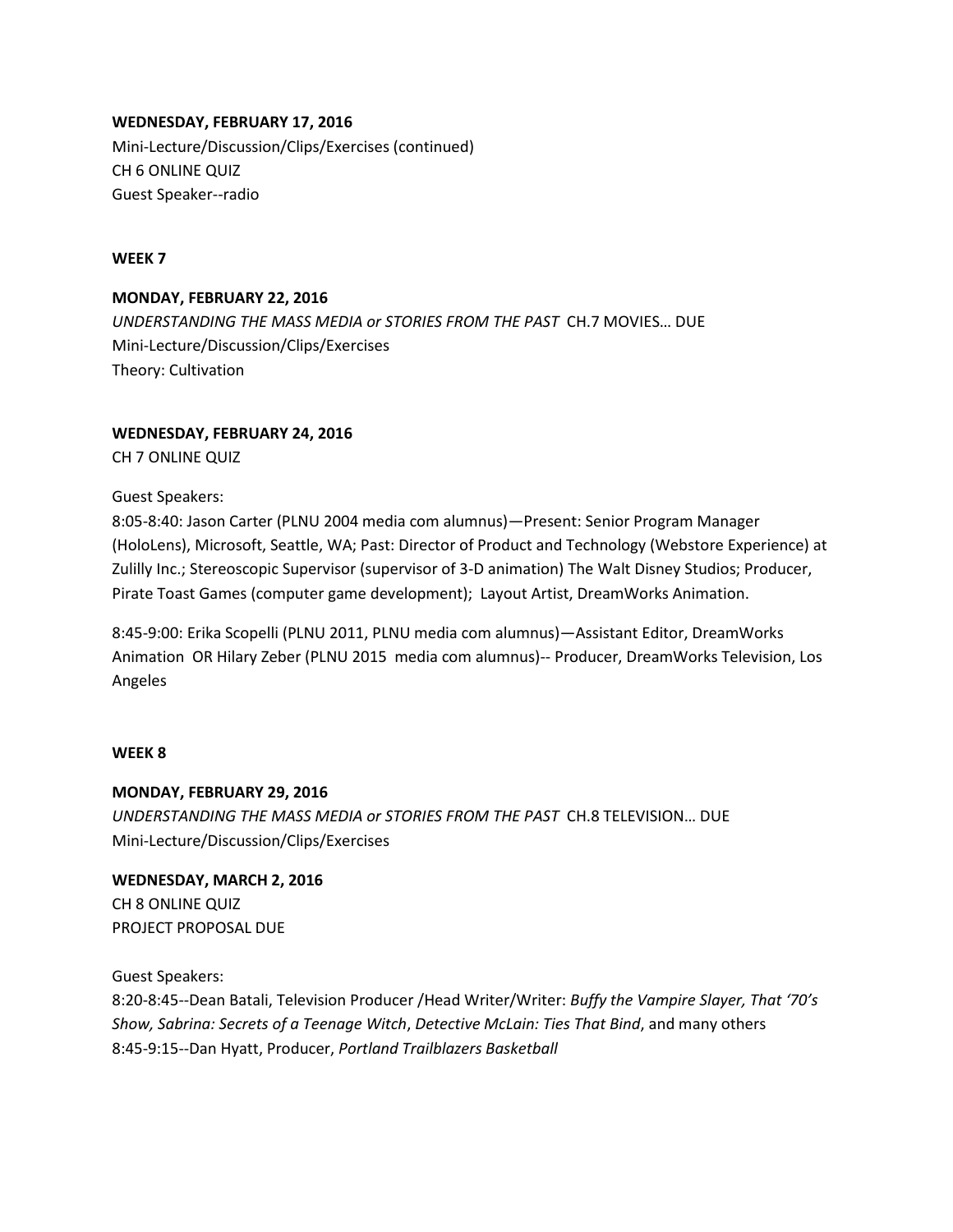**WEDNESDAY, FEBRUARY 17, 2016**

Mini-Lecture/Discussion/Clips/Exercises (continued)
CH 6 ONLINE QUIZ
Guest Speaker--radio

**WEEK 7**

**MONDAY, FEBRUARY 22, 2016**

*UNDERSTANDING THE MASS MEDIA or STORIES FROM THE PAST* CH.7 MOVIES… DUE
Mini-Lecture/Discussion/Clips/Exercises
Theory: Cultivation

**WEDNESDAY, FEBRUARY 24, 2016**

CH 7 ONLINE QUIZ

Guest Speakers:
8:05-8:40: Jason Carter (PLNU 2004 media com alumnus)—Present: Senior Program Manager (HoloLens), Microsoft, Seattle, WA; Past: Director of Product and Technology (Webstore Experience) at Zulilly Inc.; Stereoscopic Supervisor (supervisor of 3-D animation) The Walt Disney Studios; Producer, Pirate Toast Games (computer game development); Layout Artist, DreamWorks Animation.

8:45-9:00: Erika Scopelli (PLNU 2011, PLNU media com alumnus)—Assistant Editor, DreamWorks Animation OR Hilary Zeber (PLNU 2015 media com alumnus)-- Producer, DreamWorks Television, Los Angeles

**WEEK 8**

**MONDAY, FEBRUARY 29, 2016**

*UNDERSTANDING THE MASS MEDIA or STORIES FROM THE PAST* CH.8 TELEVISION… DUE
Mini-Lecture/Discussion/Clips/Exercises

**WEDNESDAY, MARCH 2, 2016**

CH 8 ONLINE QUIZ
PROJECT PROPOSAL DUE

Guest Speakers:
8:20-8:45--Dean Batali, Television Producer /Head Writer/Writer: *Buffy the Vampire Slayer, That '70's Show, Sabrina: Secrets of a Teenage Witch*, *Detective McLain: Ties That Bind*, and many others
8:45-9:15--Dan Hyatt, Producer, *Portland Trailblazers Basketball*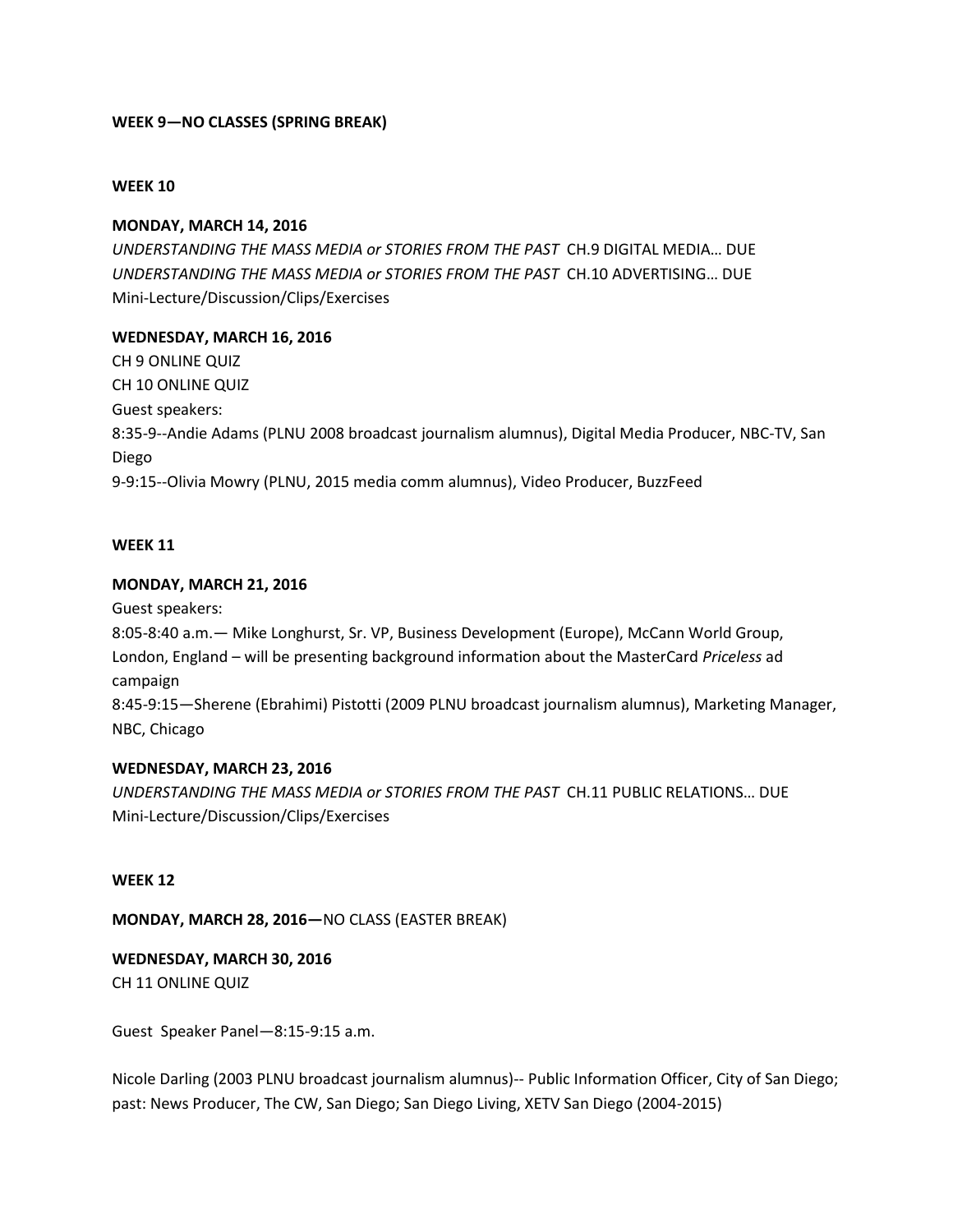**WEEK 9—NO CLASSES (SPRING BREAK)**

**WEEK 10**

**MONDAY, MARCH 14, 2016**
*UNDERSTANDING THE MASS MEDIA or STORIES FROM THE PAST* CH.9 DIGITAL MEDIA… DUE
*UNDERSTANDING THE MASS MEDIA or STORIES FROM THE PAST* CH.10 ADVERTISING… DUE
Mini-Lecture/Discussion/Clips/Exercises

**WEDNESDAY, MARCH 16, 2016**
CH 9 ONLINE QUIZ
CH 10 ONLINE QUIZ
Guest speakers:
8:35-9--Andie Adams (PLNU 2008 broadcast journalism alumnus), Digital Media Producer, NBC-TV, San Diego
9-9:15--Olivia Mowry (PLNU, 2015 media comm alumnus), Video Producer, BuzzFeed

**WEEK 11**

**MONDAY, MARCH 21, 2016**
Guest speakers:
8:05-8:40 a.m.— Mike Longhurst, Sr. VP, Business Development (Europe), McCann World Group, London, England – will be presenting background information about the MasterCard *Priceless* ad campaign
8:45-9:15—Sherene (Ebrahimi) Pistotti (2009 PLNU broadcast journalism alumnus), Marketing Manager, NBC, Chicago

**WEDNESDAY, MARCH 23, 2016**
*UNDERSTANDING THE MASS MEDIA or STORIES FROM THE PAST* CH.11 PUBLIC RELATIONS… DUE
Mini-Lecture/Discussion/Clips/Exercises

**WEEK 12**

**MONDAY, MARCH 28, 2016—**NO CLASS (EASTER BREAK)

**WEDNESDAY, MARCH 30, 2016**
CH 11 ONLINE QUIZ

Guest Speaker Panel—8:15-9:15 a.m.

Nicole Darling (2003 PLNU broadcast journalism alumnus)-- Public Information Officer, City of San Diego; past: News Producer, The CW, San Diego; San Diego Living, XETV San Diego (2004-2015)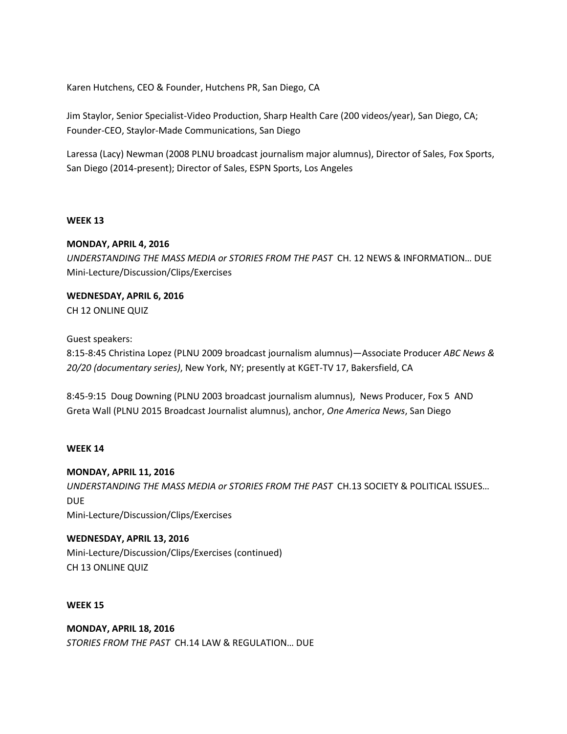Karen Hutchens, CEO & Founder, Hutchens PR, San Diego, CA

Jim Staylor, Senior Specialist-Video Production, Sharp Health Care (200 videos/year), San Diego, CA; Founder-CEO, Staylor-Made Communications, San Diego

Laressa (Lacy) Newman (2008 PLNU broadcast journalism major alumnus), Director of Sales, Fox Sports, San Diego (2014-present); Director of Sales, ESPN Sports, Los Angeles

**WEEK 13**

**MONDAY, APRIL 4, 2016**
*UNDERSTANDING THE MASS MEDIA or STORIES FROM THE PAST* CH. 12 NEWS & INFORMATION… DUE
Mini-Lecture/Discussion/Clips/Exercises

**WEDNESDAY, APRIL 6, 2016**
CH 12 ONLINE QUIZ

Guest speakers:
8:15-8:45 Christina Lopez (PLNU 2009 broadcast journalism alumnus)—Associate Producer *ABC News & 20/20 (documentary series)*, New York, NY; presently at KGET-TV 17, Bakersfield, CA

8:45-9:15 Doug Downing (PLNU 2003 broadcast journalism alumnus), News Producer, Fox 5 AND Greta Wall (PLNU 2015 Broadcast Journalist alumnus), anchor, *One America News*, San Diego

**WEEK 14**

**MONDAY, APRIL 11, 2016**
*UNDERSTANDING THE MASS MEDIA or STORIES FROM THE PAST* CH.13 SOCIETY & POLITICAL ISSUES… DUE
Mini-Lecture/Discussion/Clips/Exercises

**WEDNESDAY, APRIL 13, 2016**
Mini-Lecture/Discussion/Clips/Exercises (continued)
CH 13 ONLINE QUIZ

**WEEK 15**

**MONDAY, APRIL 18, 2016**
*STORIES FROM THE PAST* CH.14 LAW & REGULATION… DUE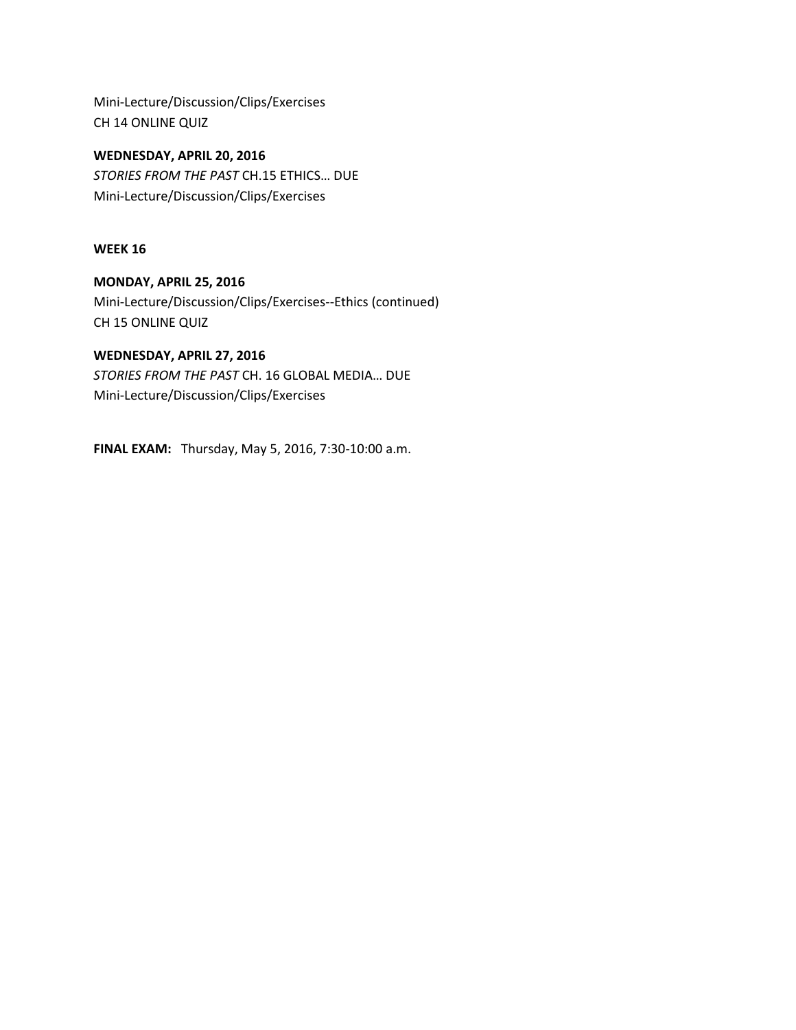Mini-Lecture/Discussion/Clips/Exercises
CH 14 ONLINE QUIZ

**WEDNESDAY, APRIL 20, 2016**
*STORIES FROM THE PAST* CH.15 ETHICS… DUE
Mini-Lecture/Discussion/Clips/Exercises

**WEEK 16**

**MONDAY, APRIL 25, 2016**
Mini-Lecture/Discussion/Clips/Exercises--Ethics (continued)
CH 15 ONLINE QUIZ

**WEDNESDAY, APRIL 27, 2016**
*STORIES FROM THE PAST* CH. 16 GLOBAL MEDIA… DUE
Mini-Lecture/Discussion/Clips/Exercises

**FINAL EXAM:** Thursday, May 5, 2016, 7:30-10:00 a.m.